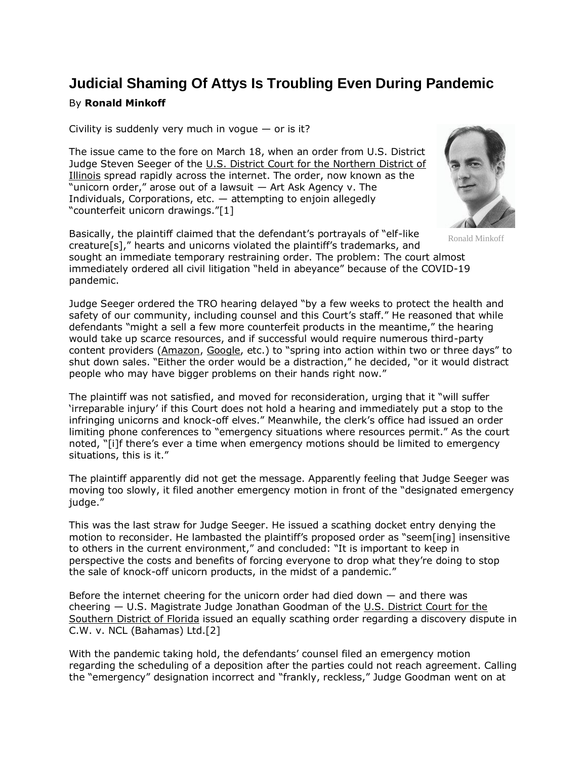# Judicial Shaming Of Attys Is Troubling Even During Pandemic

By **Ronald Minkoff**

Civility is suddenly very much in vogue — or is it?

The issue came to the fore on March 18, when an order from U.S. District Judge Steven Seeger of the U.S. District Court for the Northern District of Illinois spread rapidly across the internet. The order, now known as the "unicorn order," arose out of a lawsuit — Art Ask Agency v. The Individuals, Corporations, etc. — attempting to enjoin allegedly "counterfeit unicorn drawings."[1]

Ronald Minkoff

Basically, the plaintiff claimed that the defendant's portrayals of "elf-like creature[s]," hearts and unicorns violated the plaintiff's trademarks, and sought an immediate temporary restraining order. The problem: The court almost immediately ordered all civil litigation "held in abeyance" because of the COVID-19 pandemic.

Judge Seeger ordered the TRO hearing delayed "by a few weeks to protect the health and safety of our community, including counsel and this Court's staff." He reasoned that while defendants "might a sell a few more counterfeit products in the meantime," the hearing would take up scarce resources, and if successful would require numerous third-party content providers (Amazon, Google, etc.) to "spring into action within two or three days" to shut down sales. "Either the order would be a distraction," he decided, "or it would distract people who may have bigger problems on their hands right now."

The plaintiff was not satisfied, and moved for reconsideration, urging that it "will suffer 'irreparable injury' if this Court does not hold a hearing and immediately put a stop to the infringing unicorns and knock-off elves." Meanwhile, the clerk's office had issued an order limiting phone conferences to "emergency situations where resources permit." As the court noted, "[i]f there's ever a time when emergency motions should be limited to emergency situations, this is it."

The plaintiff apparently did not get the message. Apparently feeling that Judge Seeger was moving too slowly, it filed another emergency motion in front of the "designated emergency judge."

This was the last straw for Judge Seeger. He issued a scathing docket entry denying the motion to reconsider. He lambasted the plaintiff's proposed order as "seem[ing] insensitive to others in the current environment," and concluded: "It is important to keep in perspective the costs and benefits of forcing everyone to drop what they're doing to stop the sale of knock-off unicorn products, in the midst of a pandemic."

Before the internet cheering for the unicorn order had died down — and there was cheering — U.S. Magistrate Judge Jonathan Goodman of the U.S. District Court for the Southern District of Florida issued an equally scathing order regarding a discovery dispute in C.W. v. NCL (Bahamas) Ltd.[2]

With the pandemic taking hold, the defendants' counsel filed an emergency motion regarding the scheduling of a deposition after the parties could not reach agreement. Calling the "emergency" designation incorrect and "frankly, reckless," Judge Goodman went on at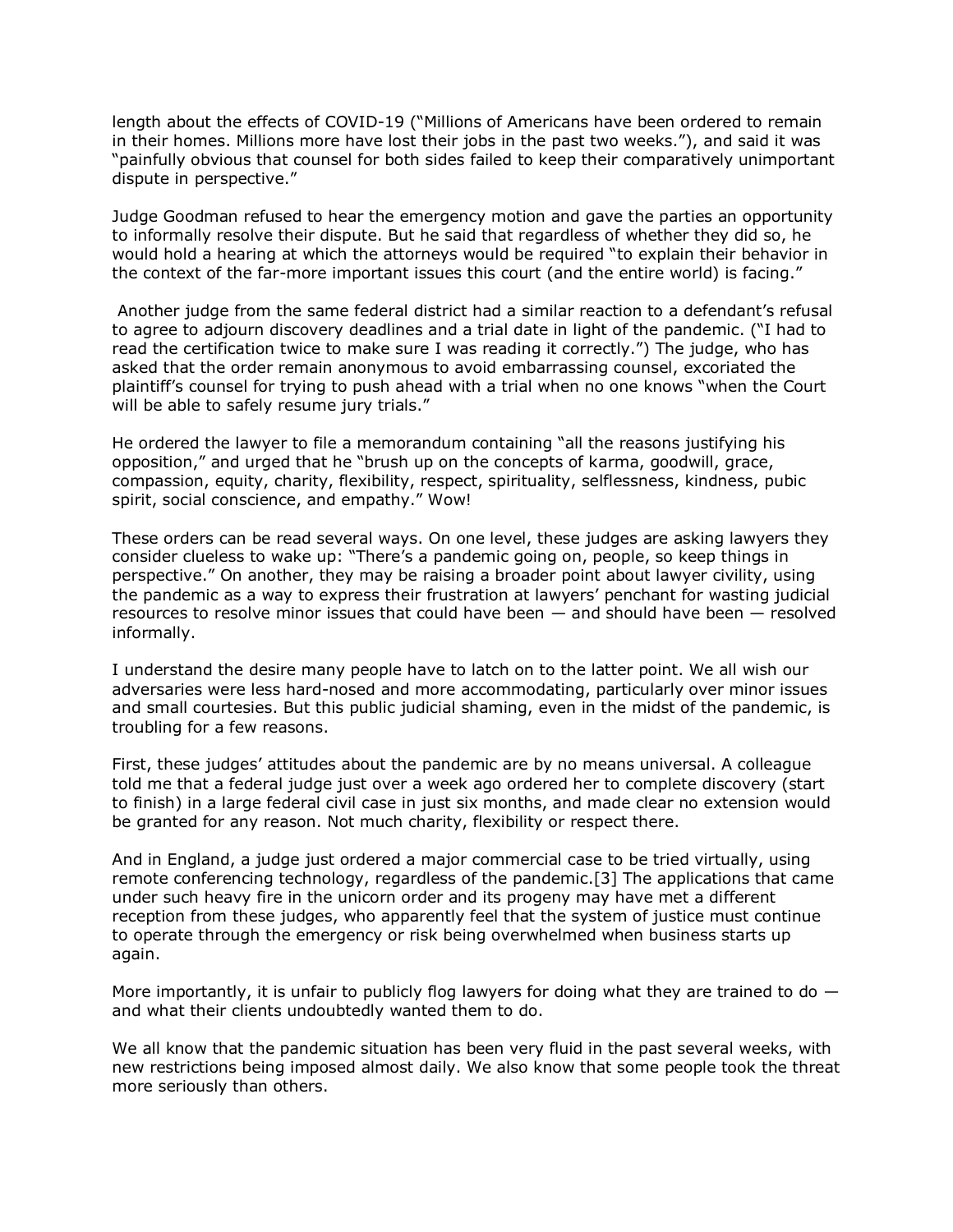length about the effects of COVID-19 ("Millions of Americans have been ordered to remain in their homes. Millions more have lost their jobs in the past two weeks."), and said it was "painfully obvious that counsel for both sides failed to keep their comparatively unimportant dispute in perspective."

Judge Goodman refused to hear the emergency motion and gave the parties an opportunity to informally resolve their dispute. But he said that regardless of whether they did so, he would hold a hearing at which the attorneys would be required "to explain their behavior in the context of the far-more important issues this court (and the entire world) is facing."

Another judge from the same federal district had a similar reaction to a defendant's refusal to agree to adjourn discovery deadlines and a trial date in light of the pandemic. ("I had to read the certification twice to make sure I was reading it correctly.") The judge, who has asked that the order remain anonymous to avoid embarrassing counsel, excoriated the plaintiff's counsel for trying to push ahead with a trial when no one knows "when the Court will be able to safely resume jury trials."

He ordered the lawyer to file a memorandum containing "all the reasons justifying his opposition," and urged that he "brush up on the concepts of karma, goodwill, grace, compassion, equity, charity, flexibility, respect, spirituality, selflessness, kindness, pubic spirit, social conscience, and empathy." Wow!

These orders can be read several ways. On one level, these judges are asking lawyers they consider clueless to wake up: "There's a pandemic going on, people, so keep things in perspective." On another, they may be raising a broader point about lawyer civility, using the pandemic as a way to express their frustration at lawyers' penchant for wasting judicial resources to resolve minor issues that could have been — and should have been — resolved informally.

I understand the desire many people have to latch on to the latter point. We all wish our adversaries were less hard-nosed and more accommodating, particularly over minor issues and small courtesies. But this public judicial shaming, even in the midst of the pandemic, is troubling for a few reasons.

First, these judges' attitudes about the pandemic are by no means universal. A colleague told me that a federal judge just over a week ago ordered her to complete discovery (start to finish) in a large federal civil case in just six months, and made clear no extension would be granted for any reason. Not much charity, flexibility or respect there.

And in England, a judge just ordered a major commercial case to be tried virtually, using remote conferencing technology, regardless of the pandemic.[3] The applications that came under such heavy fire in the unicorn order and its progeny may have met a different reception from these judges, who apparently feel that the system of justice must continue to operate through the emergency or risk being overwhelmed when business starts up again.

More importantly, it is unfair to publicly flog lawyers for doing what they are trained to do — and what their clients undoubtedly wanted them to do.

We all know that the pandemic situation has been very fluid in the past several weeks, with new restrictions being imposed almost daily. We also know that some people took the threat more seriously than others.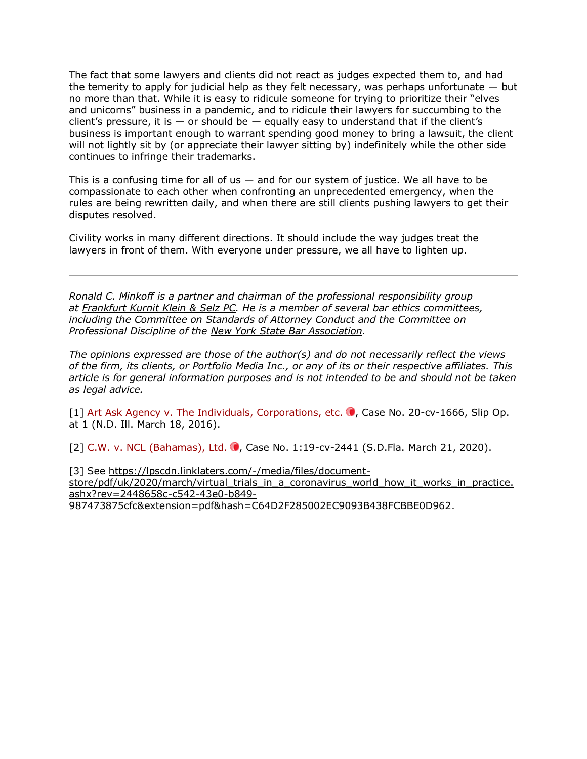The fact that some lawyers and clients did not react as judges expected them to, and had the temerity to apply for judicial help as they felt necessary, was perhaps unfortunate — but no more than that. While it is easy to ridicule someone for trying to prioritize their "elves and unicorns" business in a pandemic, and to ridicule their lawyers for succumbing to the client's pressure, it is — or should be — equally easy to understand that if the client's business is important enough to warrant spending good money to bring a lawsuit, the client will not lightly sit by (or appreciate their lawyer sitting by) indefinitely while the other side continues to infringe their trademarks.

This is a confusing time for all of us — and for our system of justice. We all have to be compassionate to each other when confronting an unprecedented emergency, when the rules are being rewritten daily, and when there are still clients pushing lawyers to get their disputes resolved.

Civility works in many different directions. It should include the way judges treat the lawyers in front of them. With everyone under pressure, we all have to lighten up.

---

*Ronald C. Minkoff is a partner and chairman of the professional responsibility group at Frankfurt Kurnit Klein & Selz PC. He is a member of several bar ethics committees, including the Committee on Standards of Attorney Conduct and the Committee on Professional Discipline of the New York State Bar Association.*

*The opinions expressed are those of the author(s) and do not necessarily reflect the views of the firm, its clients, or Portfolio Media Inc., or any of its or their respective affiliates. This article is for general information purposes and is not intended to be and should not be taken as legal advice.*

[1] Art Ask Agency v. The Individuals, Corporations, etc., Case No. 20-cv-1666, Slip Op. at 1 (N.D. Ill. March 18, 2016).

[2] C.W. v. NCL (Bahamas), Ltd., Case No. 1:19-cv-2441 (S.D.Fla. March 21, 2020).

[3] See https://lpscdn.linklaters.com/-/media/files/document-store/pdf/uk/2020/march/virtual_trials_in_a_coronavirus_world_how_it_works_in_practice.ashx?rev=2448658c-c542-43e0-b849-987473875cfc&extension=pdf&hash=C64D2F285002EC9093B438FCBBE0D962.